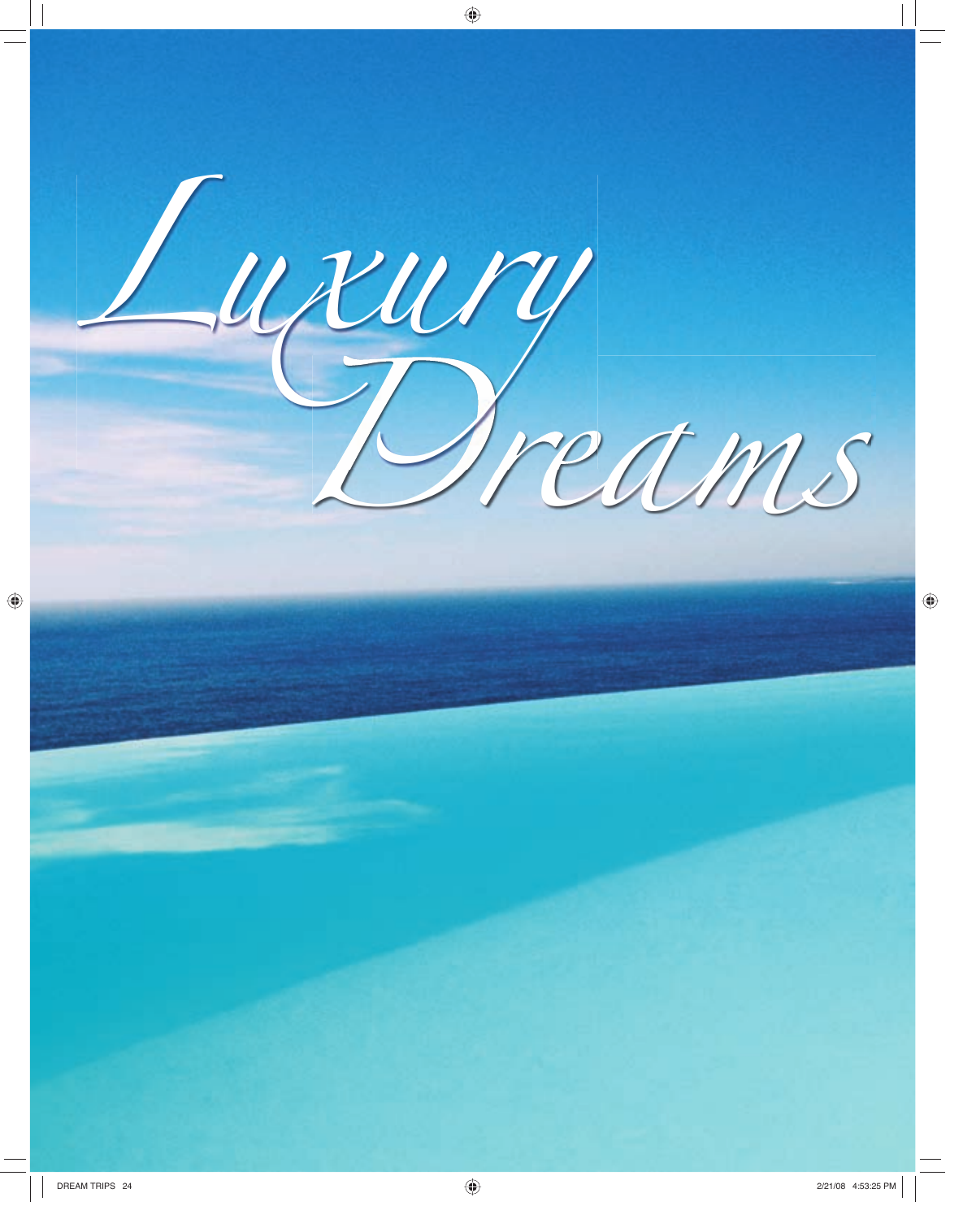# *Luxury Dreams*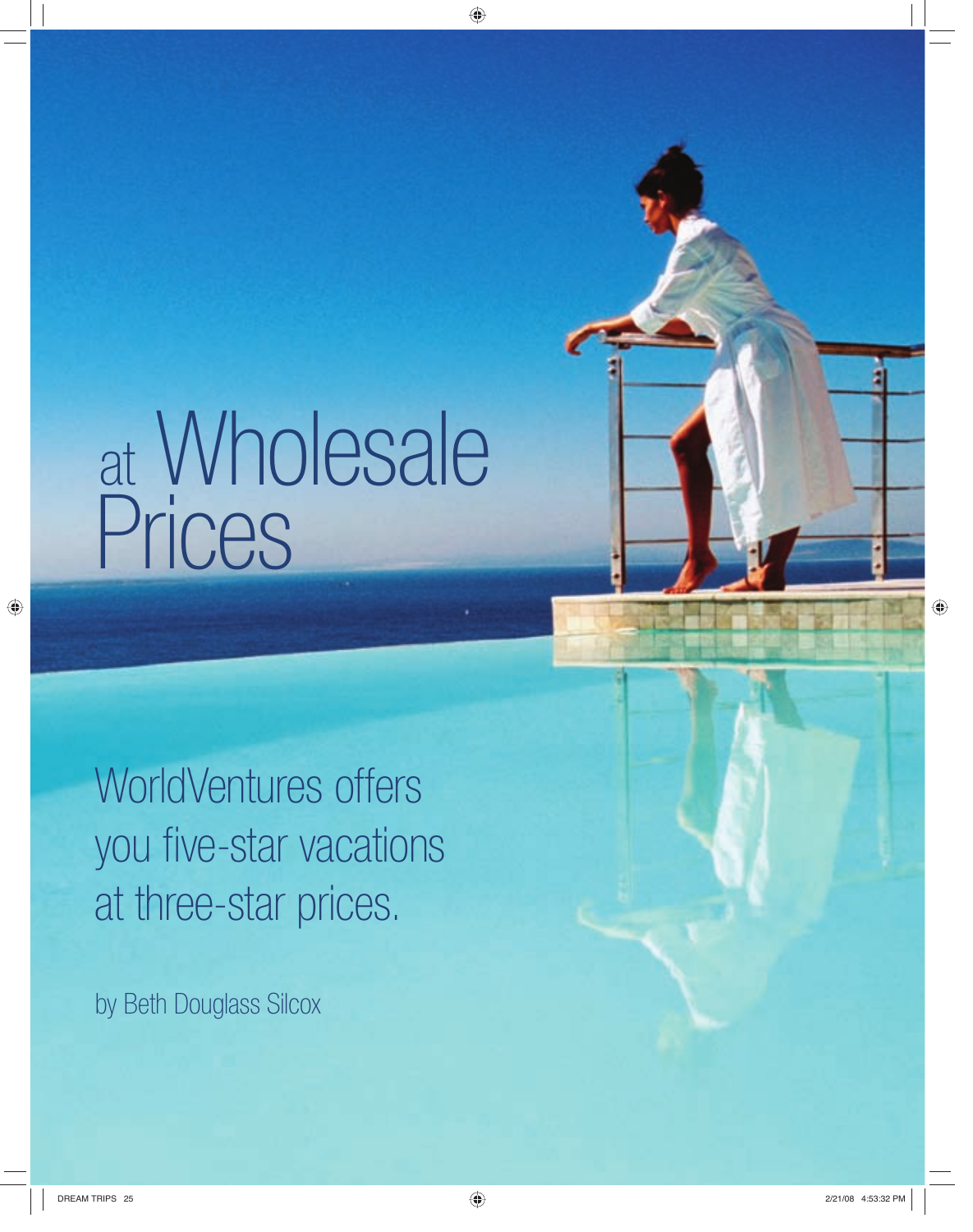# at Wholesale Prices

## WorldVentures offers you five-star vacations at three-star prices.

by Beth Douglass Silcox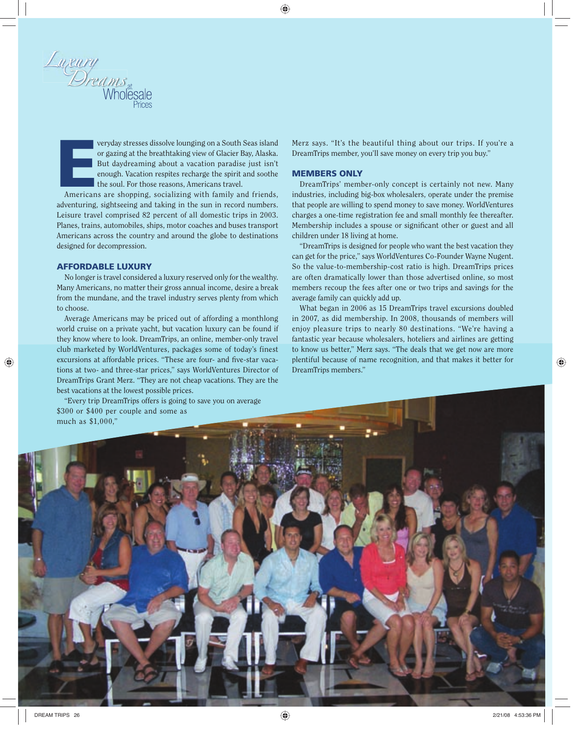# *Luxury Dreams* at Wholesale Prices

Everyday stresses dissolve lounging on a South Seas island or gazing at the breathtaking view of Glacier Bay, Alaska. But daydreaming about a vacation paradise just isn't enough. Vacation respites recharge the spirit and soothe the soul. For those reasons, Americans travel.

Americans are shopping, socializing with family and friends, adventuring, sightseeing and taking in the sun in record numbers. Leisure travel comprised 82 percent of all domestic trips in 2003. Planes, trains, automobiles, ships, motor coaches and buses transport Americans across the country and around the globe to destinations designed for decompression.

## AFFORDABLE LUXURY

No longer is travel considered a luxury reserved only for the wealthy. Many Americans, no matter their gross annual income, desire a break from the mundane, and the travel industry serves plenty from which to choose.

Average Americans may be priced out of affording a monthlong world cruise on a private yacht, but vacation luxury can be found if they know where to look. DreamTrips, an online, member-only travel club marketed by WorldVentures, packages some of today's finest excursions at affordable prices. "These are four- and five-star vacations at two- and three-star prices," says WorldVentures Director of DreamTrips Grant Merz. "They are not cheap vacations. They are the best vacations at the lowest possible prices.

"Every trip DreamTrips offers is going to save you on average $300 or $400 per couple and some as much as $1,000," Merz says. "It's the beautiful thing about our trips. If you're a DreamTrips member, you'll save money on every trip you buy."

## MEMBERS ONLY

DreamTrips' member-only concept is certainly not new. Many industries, including big-box wholesalers, operate under the premise that people are willing to spend money to save money. WorldVentures charges a one-time registration fee and small monthly fee thereafter. Membership includes a spouse or significant other or guest and all children under 18 living at home.

"DreamTrips is designed for people who want the best vacation they can get for the price," says WorldVentures Co-Founder Wayne Nugent. So the value-to-membership-cost ratio is high. DreamTrips prices are often dramatically lower than those advertised online, so most members recoup the fees after one or two trips and savings for the average family can quickly add up.

What began in 2006 as 15 DreamTrips travel excursions doubled in 2007, as did membership. In 2008, thousands of members will enjoy pleasure trips to nearly 80 destinations. "We're having a fantastic year because wholesalers, hoteliers and airlines are getting to know us better," Merz says. "The deals that we get now are more plentiful because of name recognition, and that makes it better for DreamTrips members."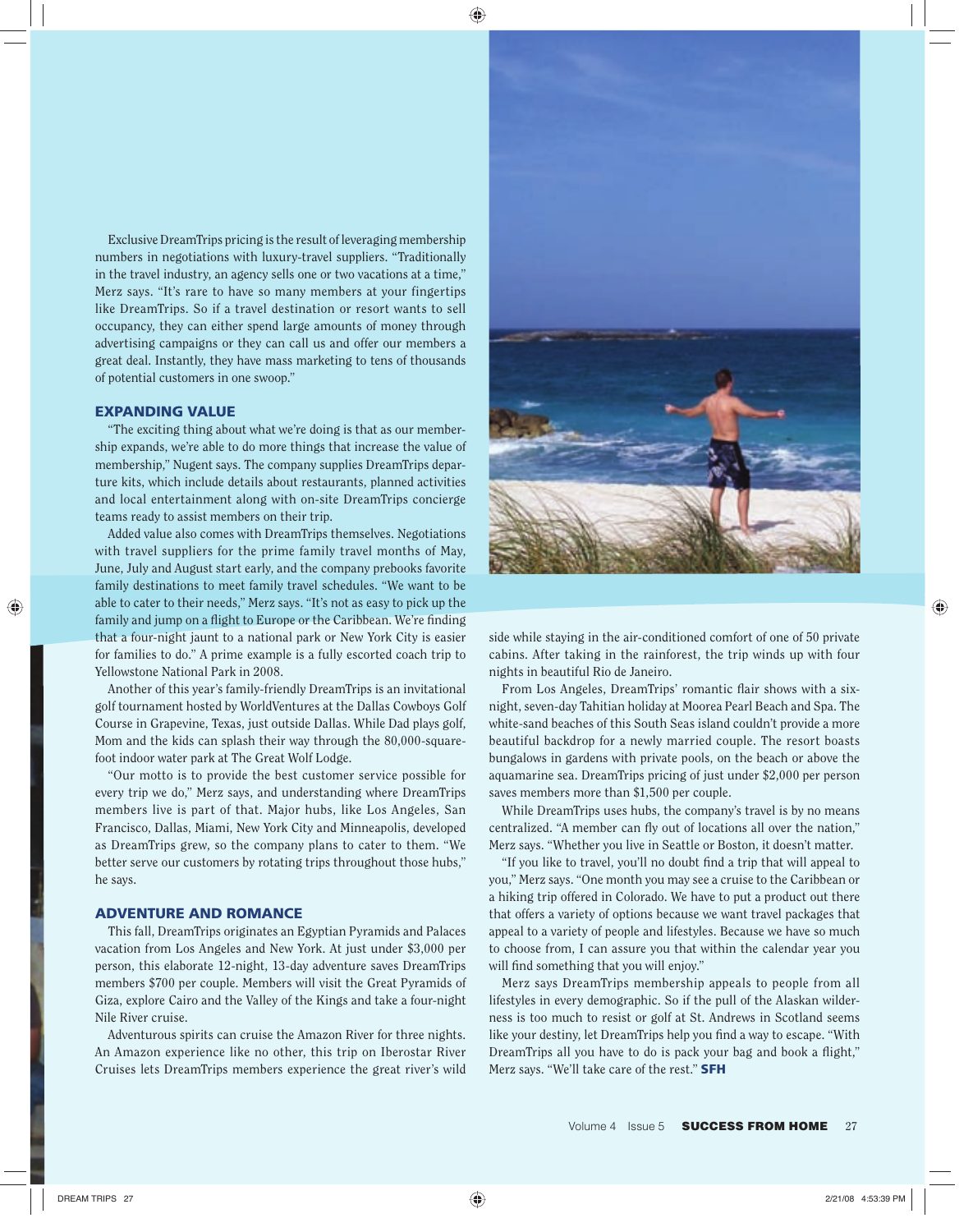Exclusive DreamTrips pricing is the result of leveraging membership numbers in negotiations with luxury-travel suppliers. "Traditionally in the travel industry, an agency sells one or two vacations at a time," Merz says. "It's rare to have so many members at your fingertips like DreamTrips. So if a travel destination or resort wants to sell occupancy, they can either spend large amounts of money through advertising campaigns or they can call us and offer our members a great deal. Instantly, they have mass marketing to tens of thousands of potential customers in one swoop."

## EXPANDING VALUE

"The exciting thing about what we're doing is that as our membership expands, we're able to do more things that increase the value of membership," Nugent says. The company supplies DreamTrips departure kits, which include details about restaurants, planned activities and local entertainment along with on-site DreamTrips concierge teams ready to assist members on their trip.

Added value also comes with DreamTrips themselves. Negotiations with travel suppliers for the prime family travel months of May, June, July and August start early, and the company prebooks favorite family destinations to meet family travel schedules. "We want to be able to cater to their needs," Merz says. "It's not as easy to pick up the family and jump on a flight to Europe or the Caribbean. We're finding that a four-night jaunt to a national park or New York City is easier for families to do." A prime example is a fully escorted coach trip to Yellowstone National Park in 2008.

Another of this year's family-friendly DreamTrips is an invitational golf tournament hosted by WorldVentures at the Dallas Cowboys Golf Course in Grapevine, Texas, just outside Dallas. While Dad plays golf, Mom and the kids can splash their way through the 80,000-square-foot indoor water park at The Great Wolf Lodge.

"Our motto is to provide the best customer service possible for every trip we do," Merz says, and understanding where DreamTrips members live is part of that. Major hubs, like Los Angeles, San Francisco, Dallas, Miami, New York City and Minneapolis, developed as DreamTrips grew, so the company plans to cater to them. "We better serve our customers by rotating trips throughout those hubs," he says.

## ADVENTURE AND ROMANCE

This fall, DreamTrips originates an Egyptian Pyramids and Palaces vacation from Los Angeles and New York. At just under $3,000 per person, this elaborate 12-night, 13-day adventure saves DreamTrips members $700 per couple. Members will visit the Great Pyramids of Giza, explore Cairo and the Valley of the Kings and take a four-night Nile River cruise.

Adventurous spirits can cruise the Amazon River for three nights. An Amazon experience like no other, this trip on Iberostar River Cruises lets DreamTrips members experience the great river's wild side while staying in the air-conditioned comfort of one of 50 private cabins. After taking in the rainforest, the trip winds up with four nights in beautiful Rio de Janeiro.

From Los Angeles, DreamTrips' romantic flair shows with a six-night, seven-day Tahitian holiday at Moorea Pearl Beach and Spa. The white-sand beaches of this South Seas island couldn't provide a more beautiful backdrop for a newly married couple. The resort boasts bungalows in gardens with private pools, on the beach or above the aquamarine sea. DreamTrips pricing of just under $2,000 per person saves members more than $1,500 per couple.

While DreamTrips uses hubs, the company's travel is by no means centralized. "A member can fly out of locations all over the nation," Merz says. "Whether you live in Seattle or Boston, it doesn't matter.

"If you like to travel, you'll no doubt find a trip that will appeal to you," Merz says. "One month you may see a cruise to the Caribbean or a hiking trip offered in Colorado. We have to put a product out there that offers a variety of options because we want travel packages that appeal to a variety of people and lifestyles. Because we have so much to choose from, I can assure you that within the calendar year you will find something that you will enjoy."

Merz says DreamTrips membership appeals to people from all lifestyles in every demographic. So if the pull of the Alaskan wilderness is too much to resist or golf at St. Andrews in Scotland seems like your destiny, let DreamTrips help you find a way to escape. "With DreamTrips all you have to do is pack your bag and book a flight," Merz says. "We'll take care of the rest." **SFH**